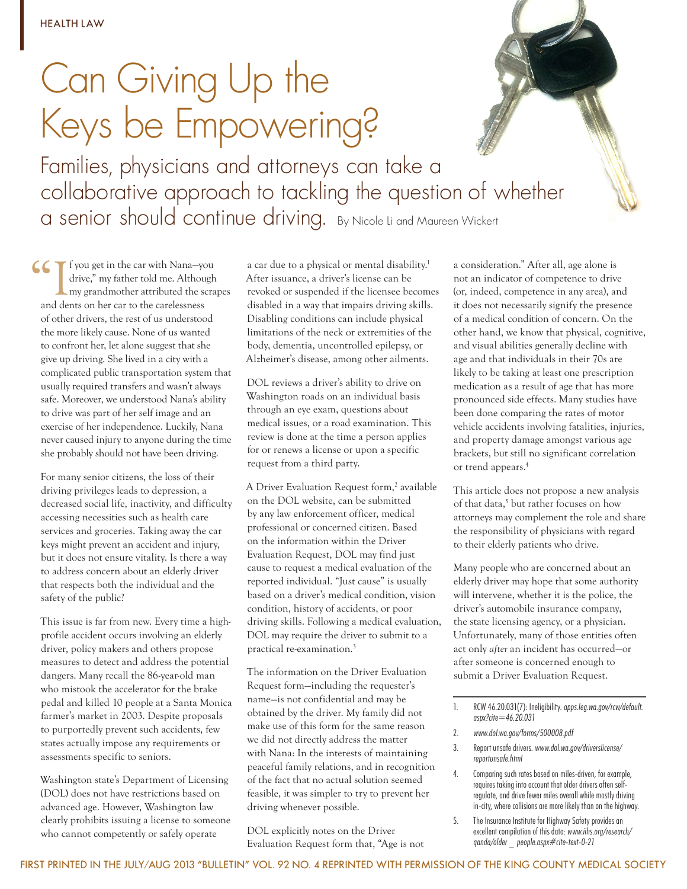HEALTH LAW

# Can Giving Up the Keys be Empowering?

## Families, physicians and attorneys can take a collaborative approach to tackling the question of whether a senior should continue driving.

By Nicole Li and Maureen Wickert

"If you get in the car with Nana—you drive," my father told me. Although my grandmother attributed the scrapes and dents on her car to the carelessness of other drivers, the rest of us understood the more likely cause. None of us wanted to confront her, let alone suggest that she give up driving. She lived in a city with a complicated public transportation system that usually required transfers and wasn't always safe. Moreover, we understood Nana's ability to drive was part of her self image and an exercise of her independence. Luckily, Nana never caused injury to anyone during the time she probably should not have been driving.

For many senior citizens, the loss of their driving privileges leads to depression, a decreased social life, inactivity, and difficulty accessing necessities such as health care services and groceries. Taking away the car keys might prevent an accident and injury, but it does not ensure vitality. Is there a way to address concern about an elderly driver that respects both the individual and the safety of the public?

This issue is far from new. Every time a high-profile accident occurs involving an elderly driver, policy makers and others propose measures to detect and address the potential dangers. Many recall the 86-year-old man who mistook the accelerator for the brake pedal and killed 10 people at a Santa Monica farmer's market in 2003. Despite proposals to purportedly prevent such accidents, few states actually impose any requirements or assessments specific to seniors.

Washington state's Department of Licensing (DOL) does not have restrictions based on advanced age. However, Washington law clearly prohibits issuing a license to someone who cannot competently or safely operate a car due to a physical or mental disability.[1] After issuance, a driver's license can be revoked or suspended if the licensee becomes disabled in a way that impairs driving skills. Disabling conditions can include physical limitations of the neck or extremities of the body, dementia, uncontrolled epilepsy, or Alzheimer's disease, among other ailments.

DOL reviews a driver's ability to drive on Washington roads on an individual basis through an eye exam, questions about medical issues, or a road examination. This review is done at the time a person applies for or renews a license or upon a specific request from a third party.

A Driver Evaluation Request form,[2] available on the DOL website, can be submitted by any law enforcement officer, medical professional or concerned citizen. Based on the information within the Driver Evaluation Request, DOL may find just cause to request a medical evaluation of the reported individual. "Just cause" is usually based on a driver's medical condition, vision condition, history of accidents, or poor driving skills. Following a medical evaluation, DOL may require the driver to submit to a practical re-examination.[3]

The information on the Driver Evaluation Request form—including the requester's name—is not confidential and may be obtained by the driver. My family did not make use of this form for the same reason we did not directly address the matter with Nana: In the interests of maintaining peaceful family relations, and in recognition of the fact that no actual solution seemed feasible, it was simpler to try to prevent her driving whenever possible.

DOL explicitly notes on the Driver Evaluation Request form that, "Age is not a consideration." After all, age alone is not an indicator of competence to drive (or, indeed, competence in any area), and it does not necessarily signify the presence of a medical condition of concern. On the other hand, we know that physical, cognitive, and visual abilities generally decline with age and that individuals in their 70s are likely to be taking at least one prescription medication as a result of age that has more pronounced side effects. Many studies have been done comparing the rates of motor vehicle accidents involving fatalities, injuries, and property damage amongst various age brackets, but still no significant correlation or trend appears.[4]

This article does not propose a new analysis of that data,[5] but rather focuses on how attorneys may complement the role and share the responsibility of physicians with regard to their elderly patients who drive.

Many people who are concerned about an elderly driver may hope that some authority will intervene, whether it is the police, the driver's automobile insurance company, the state licensing agency, or a physician. Unfortunately, many of those entities often act only *after* an incident has occurred—or after someone is concerned enough to submit a Driver Evaluation Request.

---

1. RCW 46.20.031(7): Ineligibility. *apps.leg.wa.gov/rcw/default.aspx?cite=46.20.031*
2. *www.dol.wa.gov/forms/500008.pdf*
3. Report unsafe drivers. *www.dol.wa.gov/driverslicense/reportunsafe.html*
4. Comparing such rates based on miles-driven, for example, requires taking into account that older drivers often self-regulate, and drive fewer miles overall while mostly driving in-city, where collisions are more likely than on the highway.
5. The Insurance Institute for Highway Safety provides an excellent compilation of this data: *www.iihs.org/research/qanda/older_people.aspx#cite-text-0-21*

FIRST PRINTED IN THE JULY/AUG 2013 "BULLETIN" VOL. 92 NO. 4 REPRINTED WITH PERMISSION OF THE KING COUNTY MEDICAL SOCIETY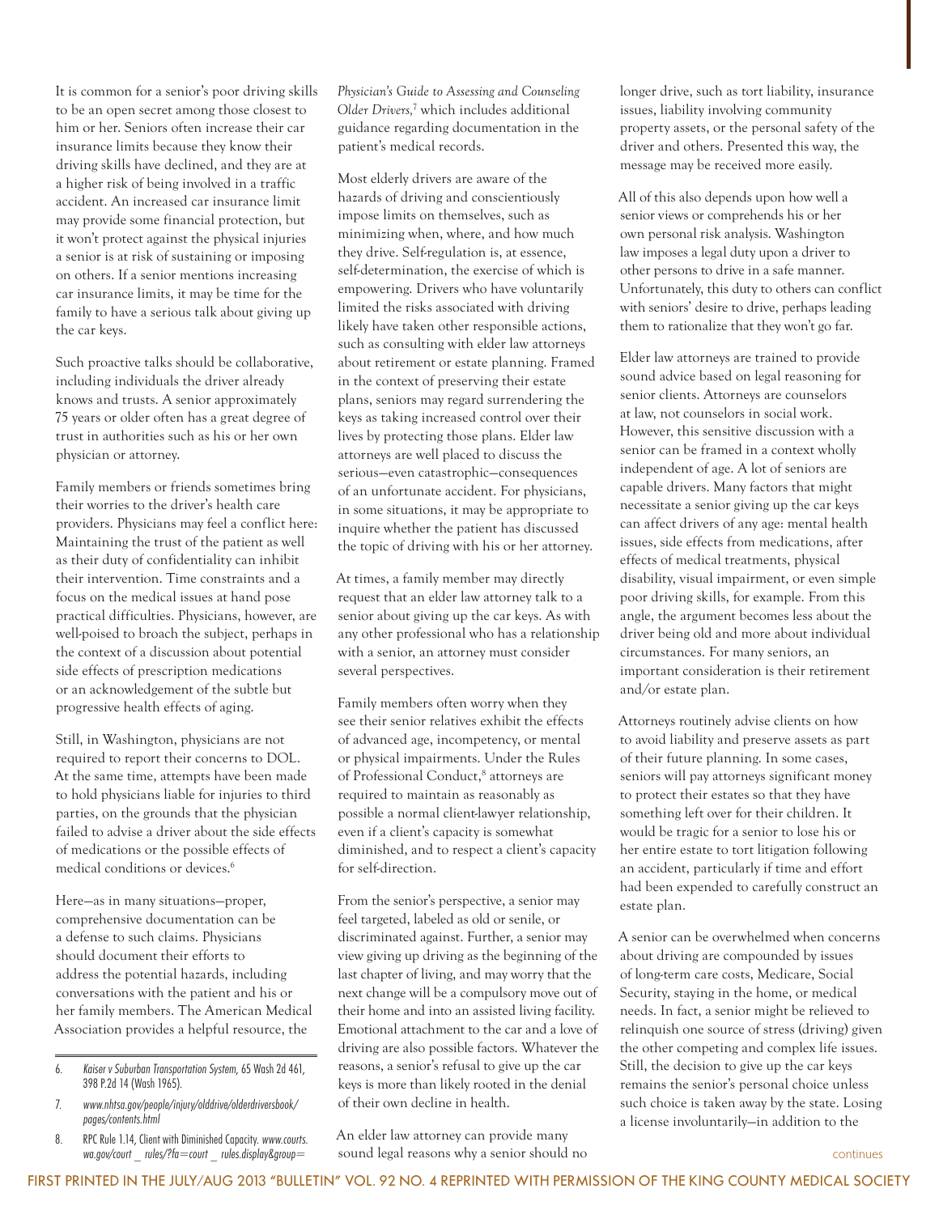It is common for a senior's poor driving skills to be an open secret among those closest to him or her. Seniors often increase their car insurance limits because they know their driving skills have declined, and they are at a higher risk of being involved in a traffic accident. An increased car insurance limit may provide some financial protection, but it won't protect against the physical injuries a senior is at risk of sustaining or imposing on others. If a senior mentions increasing car insurance limits, it may be time for the family to have a serious talk about giving up the car keys.

Such proactive talks should be collaborative, including individuals the driver already knows and trusts. A senior approximately 75 years or older often has a great degree of trust in authorities such as his or her own physician or attorney.

Family members or friends sometimes bring their worries to the driver's health care providers. Physicians may feel a conflict here: Maintaining the trust of the patient as well as their duty of confidentiality can inhibit their intervention. Time constraints and a focus on the medical issues at hand pose practical difficulties. Physicians, however, are well-poised to broach the subject, perhaps in the context of a discussion about potential side effects of prescription medications or an acknowledgement of the subtle but progressive health effects of aging.

Still, in Washington, physicians are not required to report their concerns to DOL. At the same time, attempts have been made to hold physicians liable for injuries to third parties, on the grounds that the physician failed to advise a driver about the side effects of medications or the possible effects of medical conditions or devices.[6]

Here—as in many situations—proper, comprehensive documentation can be a defense to such claims. Physicians should document their efforts to address the potential hazards, including conversations with the patient and his or her family members. The American Medical Association provides a helpful resource, the *Physician's Guide to Assessing and Counseling Older Drivers*,[7] which includes additional guidance regarding documentation in the patient's medical records.

Most elderly drivers are aware of the hazards of driving and conscientiously impose limits on themselves, such as minimizing when, where, and how much they drive. Self-regulation is, at essence, self-determination, the exercise of which is empowering. Drivers who have voluntarily limited the risks associated with driving likely have taken other responsible actions, such as consulting with elder law attorneys about retirement or estate planning. Framed in the context of preserving their estate plans, seniors may regard surrendering the keys as taking increased control over their lives by protecting those plans. Elder law attorneys are well placed to discuss the serious—even catastrophic—consequences of an unfortunate accident. For physicians, in some situations, it may be appropriate to inquire whether the patient has discussed the topic of driving with his or her attorney.

At times, a family member may directly request that an elder law attorney talk to a senior about giving up the car keys. As with any other professional who has a relationship with a senior, an attorney must consider several perspectives.

Family members often worry when they see their senior relatives exhibit the effects of advanced age, incompetency, or mental or physical impairments. Under the Rules of Professional Conduct,[8] attorneys are required to maintain as reasonably as possible a normal client-lawyer relationship, even if a client's capacity is somewhat diminished, and to respect a client's capacity for self-direction.

From the senior's perspective, a senior may feel targeted, labeled as old or senile, or discriminated against. Further, a senior may view giving up driving as the beginning of the last chapter of living, and may worry that the next change will be a compulsory move out of their home and into an assisted living facility. Emotional attachment to the car and a love of driving are also possible factors. Whatever the reasons, a senior's refusal to give up the car keys is more than likely rooted in the denial of their own decline in health.

An elder law attorney can provide many sound legal reasons why a senior should no longer drive, such as tort liability, insurance issues, liability involving community property assets, or the personal safety of the driver and others. Presented this way, the message may be received more easily.

All of this also depends upon how well a senior views or comprehends his or her own personal risk analysis. Washington law imposes a legal duty upon a driver to other persons to drive in a safe manner. Unfortunately, this duty to others can conflict with seniors' desire to drive, perhaps leading them to rationalize that they won't go far.

Elder law attorneys are trained to provide sound advice based on legal reasoning for senior clients. Attorneys are counselors at law, not counselors in social work. However, this sensitive discussion with a senior can be framed in a context wholly independent of age. A lot of seniors are capable drivers. Many factors that might necessitate a senior giving up the car keys can affect drivers of any age: mental health issues, side effects from medications, after effects of medical treatments, physical disability, visual impairment, or even simple poor driving skills, for example. From this angle, the argument becomes less about the driver being old and more about individual circumstances. For many seniors, an important consideration is their retirement and/or estate plan.

Attorneys routinely advise clients on how to avoid liability and preserve assets as part of their future planning. In some cases, seniors will pay attorneys significant money to protect their estates so that they have something left over for their children. It would be tragic for a senior to lose his or her entire estate to tort litigation following an accident, particularly if time and effort had been expended to carefully construct an estate plan.

A senior can be overwhelmed when concerns about driving are compounded by issues of long-term care costs, Medicare, Social Security, staying in the home, or medical needs. In fact, a senior might be relieved to relinquish one source of stress (driving) given the other competing and complex life issues. Still, the decision to give up the car keys remains the senior's personal choice unless such choice is taken away by the state. Losing a license involuntarily—in addition to the

continues

6. *Kaiser v Suburban Transportation System,* 65 Wash 2d 461, 398 P.2d 14 (Wash 1965).
7. *www.nhtsa.gov/people/injury/olddrive/olderdriversbook/pages/contents.html*
8. RPC Rule 1.14, Client with Diminished Capacity. *www.courts.wa.gov/court _ rules/?fa=court _ rules.display&group=*

FIRST PRINTED IN THE JULY/AUG 2013 "BULLETIN" VOL. 92 NO. 4 REPRINTED WITH PERMISSION OF THE KING COUNTY MEDICAL SOCIETY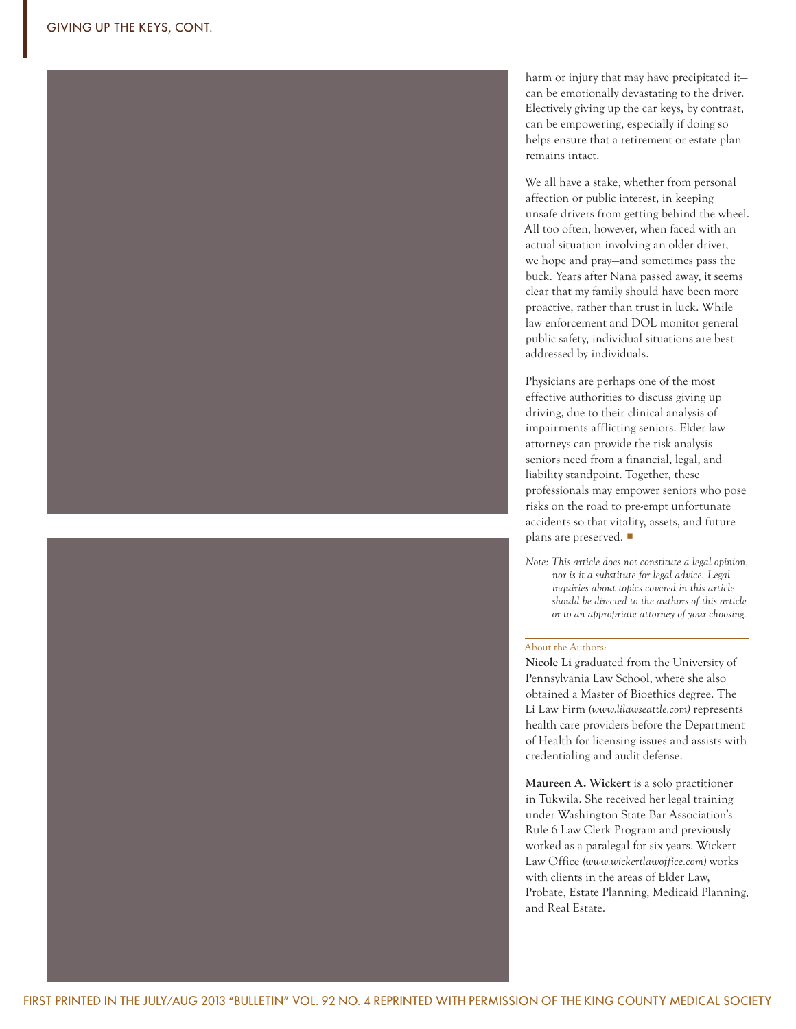harm or injury that may have precipitated it—can be emotionally devastating to the driver. Electively giving up the car keys, by contrast, can be empowering, especially if doing so helps ensure that a retirement or estate plan remains intact.

We all have a stake, whether from personal affection or public interest, in keeping unsafe drivers from getting behind the wheel. All too often, however, when faced with an actual situation involving an older driver, we hope and pray—and sometimes pass the buck. Years after Nana passed away, it seems clear that my family should have been more proactive, rather than trust in luck. While law enforcement and DOL monitor general public safety, individual situations are best addressed by individuals.

Physicians are perhaps one of the most effective authorities to discuss giving up driving, due to their clinical analysis of impairments afflicting seniors. Elder law attorneys can provide the risk analysis seniors need from a financial, legal, and liability standpoint. Together, these professionals may empower seniors who pose risks on the road to pre-empt unfortunate accidents so that vitality, assets, and future plans are preserved. ■

*Note: This article does not constitute a legal opinion, nor is it a substitute for legal advice. Legal inquiries about topics covered in this article should be directed to the authors of this article or to an appropriate attorney of your choosing.*

About the Authors:

**Nicole Li** graduated from the University of Pennsylvania Law School, where she also obtained a Master of Bioethics degree. The Li Law Firm *(www.lilawseattle.com)* represents health care providers before the Department of Health for licensing issues and assists with credentialing and audit defense.

**Maureen A. Wickert** is a solo practitioner in Tukwila. She received her legal training under Washington State Bar Association's Rule 6 Law Clerk Program and previously worked as a paralegal for six years. Wickert Law Office *(www.wickertlawoffice.com)* works with clients in the areas of Elder Law, Probate, Estate Planning, Medicaid Planning, and Real Estate.

FIRST PRINTED IN THE JULY/AUG 2013 "BULLETIN" VOL. 92 NO. 4 REPRINTED WITH PERMISSION OF THE KING COUNTY MEDICAL SOCIETY